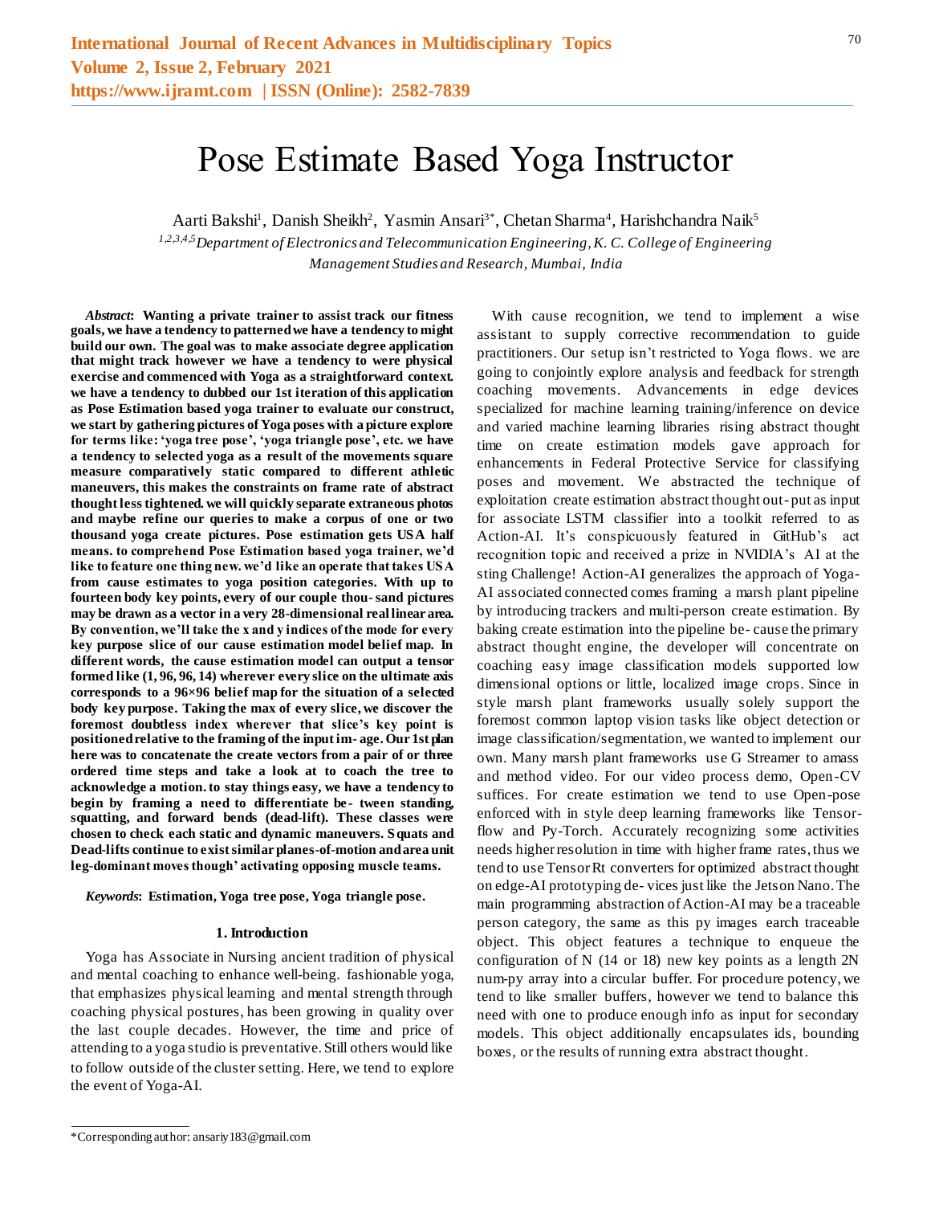# Pose Estimate Based Yoga Instructor

Aarti Bakshi[1], Danish Sheikh[2], Yasmin Ansari[3*], Chetan Sharma[4], Harishchandra Naik[5]

*[1,2,3,4,5]Department of Electronics and Telecommunication Engineering, K. C. College of Engineering Management Studies and Research, Mumbai, India*

***Abstract*: Wanting a private trainer to assist track our fitness goals, we have a tendency to patterned we have a tendency to might build our own. The goal was to make associate degree application that might track however we have a tendency to were physical exercise and commenced with Yoga as a straightforward context. we have a tendency to dubbed our 1st iteration of this application as Pose Estimation based yoga trainer to evaluate our construct, we start by gathering pictures of Yoga poses with a picture explore for terms like: 'yoga tree pose', 'yoga triangle pose', etc. we have a tendency to selected yoga as a result of the movements square measure comparatively static compared to different athletic maneuvers, this makes the constraints on frame rate of abstract thought less tightened. we will quickly separate extraneous photos and maybe refine our queries to make a corpus of one or two thousand yoga create pictures. Pose estimation gets USA half means. to comprehend Pose Estimation based yoga trainer, we'd like to feature one thing new. we'd like an operate that takes USA from cause estimates to yoga position categories. With up to fourteen body key points, every of our couple thou- sand pictures may be drawn as a vector in a very 28-dimensional real linear area. By convention, we'll take the x and y indices of the mode for every key purpose slice of our cause estimation model belief map. In different words, the cause estimation model can output a tensor formed like (1, 96, 96, 14) wherever every slice on the ultimate axis corresponds to a 96×96 belief map for the situation of a selected body key purpose. Taking the max of every slice, we discover the foremost doubtless index wherever that slice's key point is positioned relative to the framing of the input im- age. Our 1st plan here was to concatenate the create vectors from a pair of or three ordered time steps and take a look at to coach the tree to acknowledge a motion. to stay things easy, we have a tendency to begin by framing a need to differentiate be- tween standing, squatting, and forward bends (dead-lift). These classes were chosen to check each static and dynamic maneuvers. Squats and Dead-lifts continue to exist similar planes-of-motion and area unit leg-dominant moves though' activating opposing muscle teams.***

***Keywords*: Estimation, Yoga tree pose, Yoga triangle pose.**

## 1. Introduction

Yoga has Associate in Nursing ancient tradition of physical and mental coaching to enhance well-being. fashionable yoga, that emphasizes physical learning and mental strength through coaching physical postures, has been growing in quality over the last couple decades. However, the time and price of attending to a yoga studio is preventative. Still others would like to follow outside of the cluster setting. Here, we tend to explore the event of Yoga-AI.

With cause recognition, we tend to implement a wise assistant to supply corrective recommendation to guide practitioners. Our setup isn't restricted to Yoga flows. we are going to conjointly explore analysis and feedback for strength coaching movements. Advancements in edge devices specialized for machine learning training/inference on device and varied machine learning libraries rising abstract thought time on create estimation models gave approach for enhancements in Federal Protective Service for classifying poses and movement. We abstracted the technique of exploitation create estimation abstract thought out- put as input for associate LSTM classifier into a toolkit referred to as Action-AI. It's conspicuously featured in GitHub's act recognition topic and received a prize in NVIDIA's AI at the sting Challenge! Action-AI generalizes the approach of Yoga-AI associated comes framing a marsh plant pipeline by introducing trackers and multi-person create estimation. By baking create estimation into the pipeline be- cause the primary abstract thought engine, the developer will concentrate on coaching easy image classification models supported low dimensional options or little, localized image crops. Since in style marsh plant frameworks usually solely support the foremost common laptop vision tasks like object detection or image classification/segmentation, we wanted to implement our own. Many marsh plant frameworks use G Streamer to amass and method video. For our video process demo, Open-CV suffices. For create estimation we tend to use Open-pose enforced with in style deep learning frameworks like Tensor-flow and Py-Torch. Accurately recognizing some activities needs higher resolution in time with higher frame rates, thus we tend to use Tensor Rt converters for optimized abstract thought on edge-AI prototyping de- vices just like the Jetson Nano. The main programming abstraction of Action-AI may be a traceable person category, the same as this py images earch traceable object. This object features a technique to enqueue the configuration of N (14 or 18) new key points as a length 2N num-py array into a circular buffer. For procedure potency, we tend to like smaller buffers, however we tend to balance this need with one to produce enough info as input for secondary models. This object additionally encapsulates ids, bounding boxes, or the results of running extra abstract thought.

*Corresponding author: ansariy183@gmail.com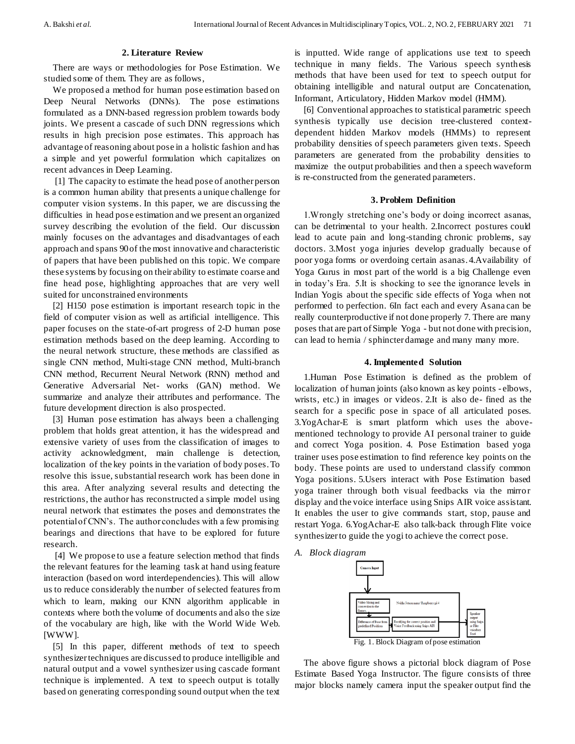## 2. Literature Review

There are ways or methodologies for Pose Estimation. We studied some of them. They are as follows,

We proposed a method for human pose estimation based on Deep Neural Networks (DNNs). The pose estimations formulated as a DNN-based regression problem towards body joints. We present a cascade of such DNN regressions which results in high precision pose estimates. This approach has advantage of reasoning about pose in a holistic fashion and has a simple and yet powerful formulation which capitalizes on recent advances in Deep Learning.

[1] The capacity to estimate the head pose of another person is a common human ability that presents a unique challenge for computer vision systems. In this paper, we are discussing the difficulties in head pose estimation and we present an organized survey describing the evolution of the field. Our discussion mainly focuses on the advantages and disadvantages of each approach and spans 90 of the most innovative and characteristic of papers that have been published on this topic. We compare these systems by focusing on their ability to estimate coarse and fine head pose, highlighting approaches that are very well suited for unconstrained environments

[2] H150 pose estimation is important research topic in the field of computer vision as well as artificial intelligence. This paper focuses on the state-of-art progress of 2-D human pose estimation methods based on the deep learning. According to the neural network structure, these methods are classified as single CNN method, Multi-stage CNN method, Multi-branch CNN method, Recurrent Neural Network (RNN) method and Generative Adversarial Net- works (GAN) method. We summarize and analyze their attributes and performance. The future development direction is also prospected.

[3] Human pose estimation has always been a challenging problem that holds great attention, it has the widespread and extensive variety of uses from the classification of images to activity acknowledgment, main challenge is detection, localization of the key points in the variation of body poses. To resolve this issue, substantial research work has been done in this area. After analyzing several results and detecting the restrictions, the author has reconstructed a simple model using neural network that estimates the poses and demonstrates the potential of CNN's. The author concludes with a few promising bearings and directions that have to be explored for future research.

[4] We propose to use a feature selection method that finds the relevant features for the learning task at hand using feature interaction (based on word interdependencies). This will allow us to reduce considerably the number of selected features from which to learn, making our KNN algorithm applicable in contexts where both the volume of documents and also the size of the vocabulary are high, like with the World Wide Web. [WWW].

[5] In this paper, different methods of text to speech synthesizer techniques are discussed to produce intelligible and natural output and a vowel synthesizer using cascade formant technique is implemented. A text to speech output is totally based on generating corresponding sound output when the text is inputted. Wide range of applications use text to speech technique in many fields. The Various speech synthesis methods that have been used for text to speech output for obtaining intelligible and natural output are Concatenation, Informant, Articulatory, Hidden Markov model (HMM).

[6] Conventional approaches to statistical parametric speech synthesis typically use decision tree-clustered context-dependent hidden Markov models (HMMs) to represent probability densities of speech parameters given texts. Speech parameters are generated from the probability densities to maximize the output probabilities and then a speech waveform is re-constructed from the generated parameters.

## 3. Problem Definition

1.Wrongly stretching one's body or doing incorrect asanas, can be detrimental to your health. 2.Incorrect postures could lead to acute pain and long-standing chronic problems, say doctors. 3.Most yoga injuries develop gradually because of poor yoga forms or overdoing certain asanas. 4.Availability of Yoga Gurus in most part of the world is a big Challenge even in today's Era. 5.It is shocking to see the ignorance levels in Indian Yogis about the specific side effects of Yoga when not performed to perfection. 6In fact each and every Asana can be really counterproductive if not done properly 7. There are many poses that are part of Simple Yoga - but not done with precision, can lead to hernia / sphincter damage and many many more.

## 4. Implemented Solution

1.Human Pose Estimation is defined as the problem of localization of human joints (also known as key points - elbows, wrists, etc.) in images or videos. 2.It is also de- fined as the search for a specific pose in space of all articulated poses. 3.YogAchar-E is smart platform which uses the above-mentioned technology to provide AI personal trainer to guide and correct Yoga position. 4. Pose Estimation based yoga trainer uses pose estimation to find reference key points on the body. These points are used to understand classify common Yoga positions. 5.Users interact with Pose Estimation based yoga trainer through both visual feedbacks via the mirror display and the voice interface using Snips AIR voice assistant. It enables the user to give commands start, stop, pause and restart Yoga. 6.YogAchar-E also talk-back through Flite voice synthesizer to guide the yogi to achieve the correct pose.

### *A. Block diagram*

Fig. 1. Block Diagram of pose estimation

The above figure shows a pictorial block diagram of Pose Estimate Based Yoga Instructor. The figure consists of three major blocks namely camera input the speaker output find the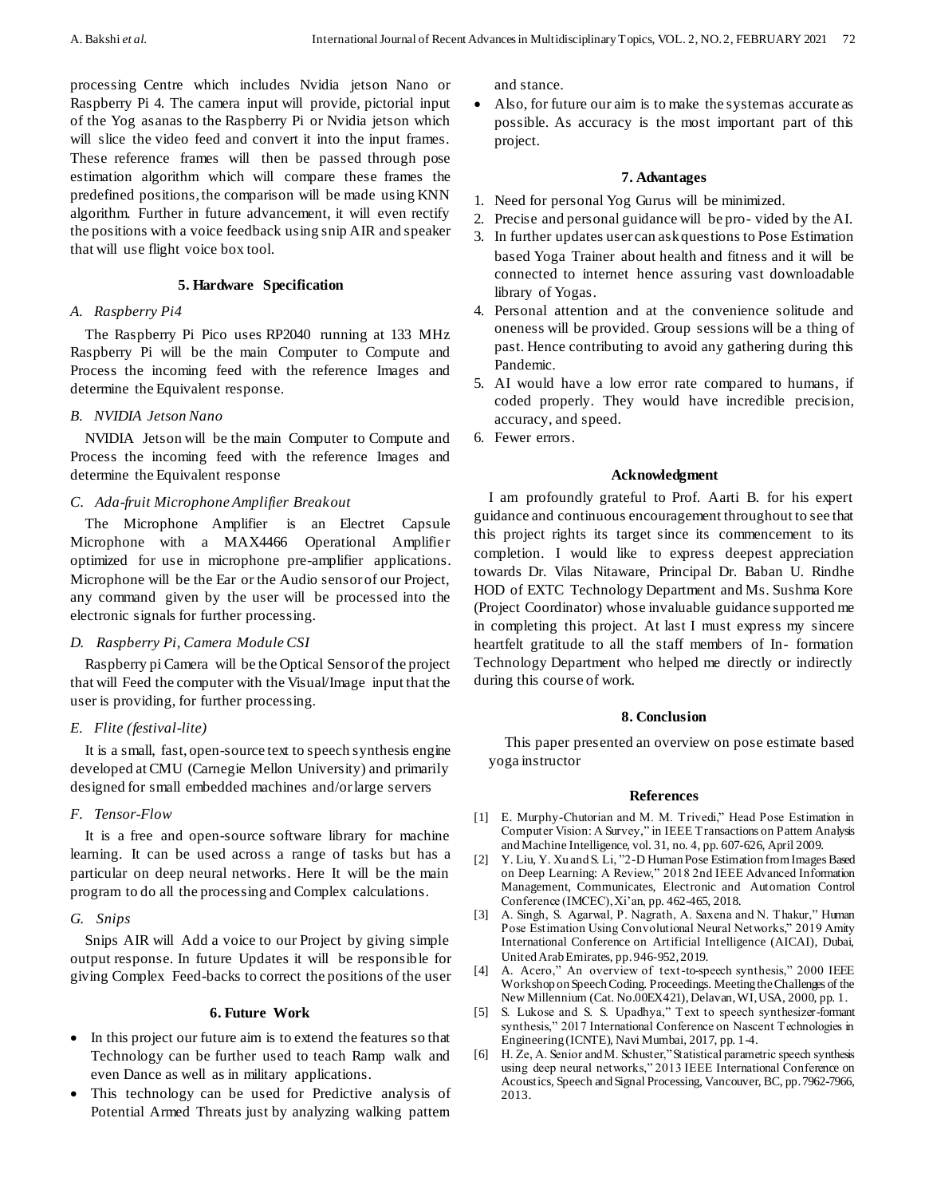processing Centre which includes Nvidia jetson Nano or Raspberry Pi 4. The camera input will provide, pictorial input of the Yog asanas to the Raspberry Pi or Nvidia jetson which will slice the video feed and convert it into the input frames. These reference frames will then be passed through pose estimation algorithm which will compare these frames the predefined positions, the comparison will be made using KNN algorithm. Further in future advancement, it will even rectify the positions with a voice feedback using snip AIR and speaker that will use flight voice box tool.

## 5. Hardware Specification

### *A. Raspberry Pi4*

The Raspberry Pi Pico uses RP2040 running at 133 MHz Raspberry Pi will be the main Computer to Compute and Process the incoming feed with the reference Images and determine the Equivalent response.

### *B. NVIDIA Jetson Nano*

NVIDIA Jetson will be the main Computer to Compute and Process the incoming feed with the reference Images and determine the Equivalent response

### *C. Ada-fruit Microphone Amplifier Breakout*

The Microphone Amplifier is an Electret Capsule Microphone with a MAX4466 Operational Amplifier optimized for use in microphone pre-amplifier applications. Microphone will be the Ear or the Audio sensor of our Project, any command given by the user will be processed into the electronic signals for further processing.

### *D. Raspberry Pi, Camera Module CSI*

Raspberry pi Camera will be the Optical Sensor of the project that will Feed the computer with the Visual/Image input that the user is providing, for further processing.

### *E. Flite (festival-lite)*

It is a small, fast, open-source text to speech synthesis engine developed at CMU (Carnegie Mellon University) and primarily designed for small embedded machines and/or large servers

### *F. Tensor-Flow*

It is a free and open-source software library for machine learning. It can be used across a range of tasks but has a particular on deep neural networks. Here It will be the main program to do all the processing and Complex calculations.

### *G. Snips*

Snips AIR will Add a voice to our Project by giving simple output response. In future Updates it will be responsible for giving Complex Feed-backs to correct the positions of the user

## 6. Future Work

- In this project our future aim is to extend the features so that Technology can be further used to teach Ramp walk and even Dance as well as in military applications.
- This technology can be used for Predictive analysis of Potential Armed Threats just by analyzing walking pattern and stance.
- Also, for future our aim is to make the system as accurate as possible. As accuracy is the most important part of this project.

## 7. Advantages

1. Need for personal Yog Gurus will be minimized.
2. Precise and personal guidance will be pro- vided by the AI.
3. In further updates user can ask questions to Pose Estimation based Yoga Trainer about health and fitness and it will be connected to internet hence assuring vast downloadable library of Yogas.
4. Personal attention and at the convenience solitude and oneness will be provided. Group sessions will be a thing of past. Hence contributing to avoid any gathering during this Pandemic.
5. AI would have a low error rate compared to humans, if coded properly. They would have incredible precision, accuracy, and speed.
6. Fewer errors.

## Acknowledgment

I am profoundly grateful to Prof. Aarti B. for his expert guidance and continuous encouragement throughout to see that this project rights its target since its commencement to its completion. I would like to express deepest appreciation towards Dr. Vilas Nitaware, Principal Dr. Baban U. Rindhe HOD of EXTC Technology Department and Ms. Sushma Kore (Project Coordinator) whose invaluable guidance supported me in completing this project. At last I must express my sincere heartfelt gratitude to all the staff members of In- formation Technology Department who helped me directly or indirectly during this course of work.

## 8. Conclusion

This paper presented an overview on pose estimate based yoga instructor

## References

[1] E. Murphy-Chutorian and M. M. Trivedi," Head Pose Estimation in Computer Vision: A Survey," in IEEE Transactions on Pattern Analysis and Machine Intelligence, vol. 31, no. 4, pp. 607-626, April 2009.

[2] Y. Liu, Y. Xu and S. Li, "2-D Human Pose Estimation from Images Based on Deep Learning: A Review," 2018 2nd IEEE Advanced Information Management, Communicates, Electronic and Automation Control Conference (IMCEC), Xi'an, pp. 462-465, 2018.

[3] A. Singh, S. Agarwal, P. Nagrath, A. Saxena and N. Thakur," Human Pose Estimation Using Convolutional Neural Networks," 2019 Amity International Conference on Artificial Intelligence (AICAI), Dubai, United Arab Emirates, pp. 946-952, 2019.

[4] A. Acero," An overview of text-to-speech synthesis," 2000 IEEE Workshop on Speech Coding. Proceedings. Meeting the Challenges of the New Millennium (Cat. No.00EX421), Delavan, WI, USA, 2000, pp. 1.

[5] S. Lukose and S. S. Upadhya," Text to speech synthesizer-formant synthesis," 2017 International Conference on Nascent Technologies in Engineering (ICNTE), Navi Mumbai, 2017, pp. 1-4.

[6] H. Ze, A. Senior and M. Schuster," Statistical parametric speech synthesis using deep neural networks," 2013 IEEE International Conference on Acoustics, Speech and Signal Processing, Vancouver, BC, pp. 7962-7966, 2013.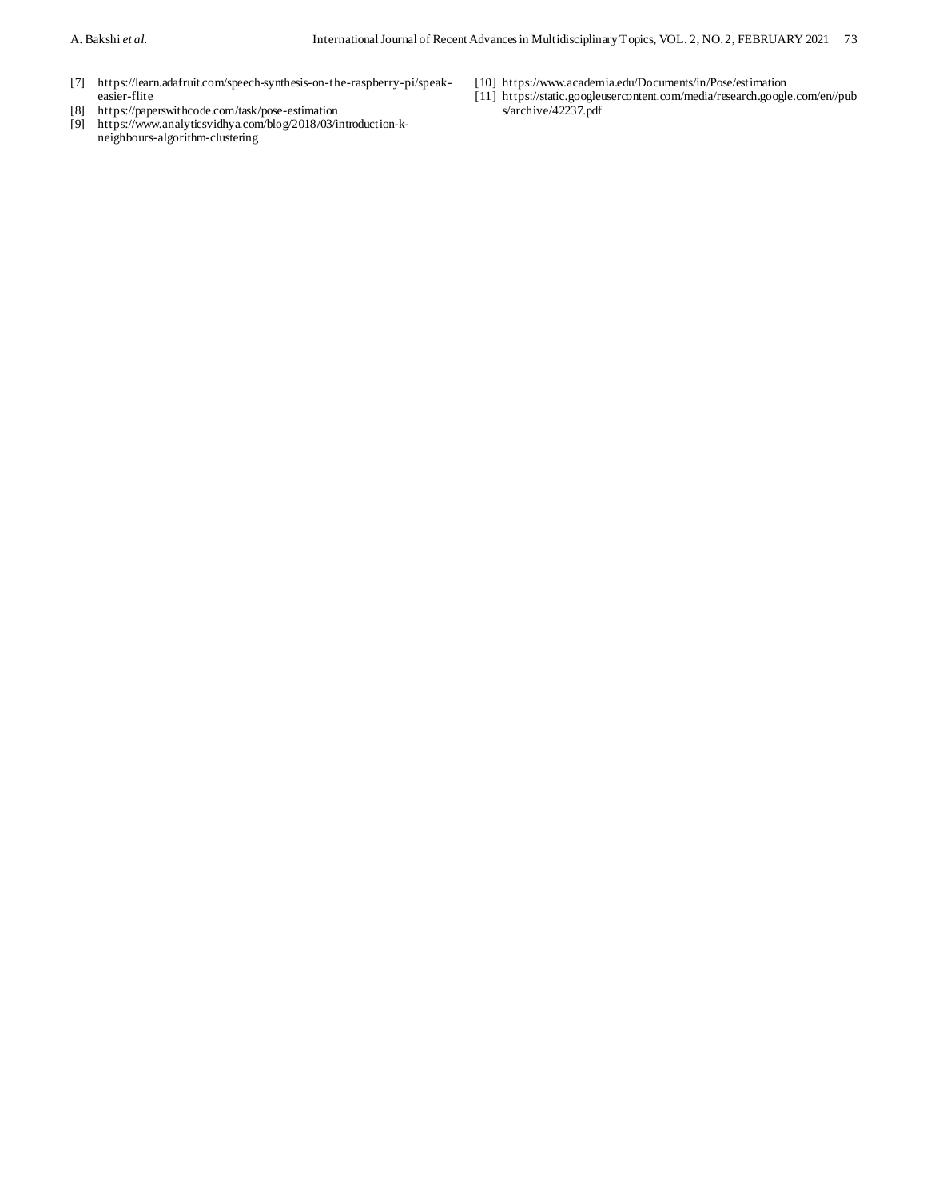[7] https://learn.adafruit.com/speech-synthesis-on-the-raspberry-pi/speak-easier-flite

[8] https://paperswithcode.com/task/pose-estimation

[9] https://www.analyticsvidhya.com/blog/2018/03/introduction-k-neighbours-algorithm-clustering

[10] https://www.academia.edu/Documents/in/Pose/estimation

[11] https://static.googleusercontent.com/media/research.google.com/en//pubs/archive/42237.pdf